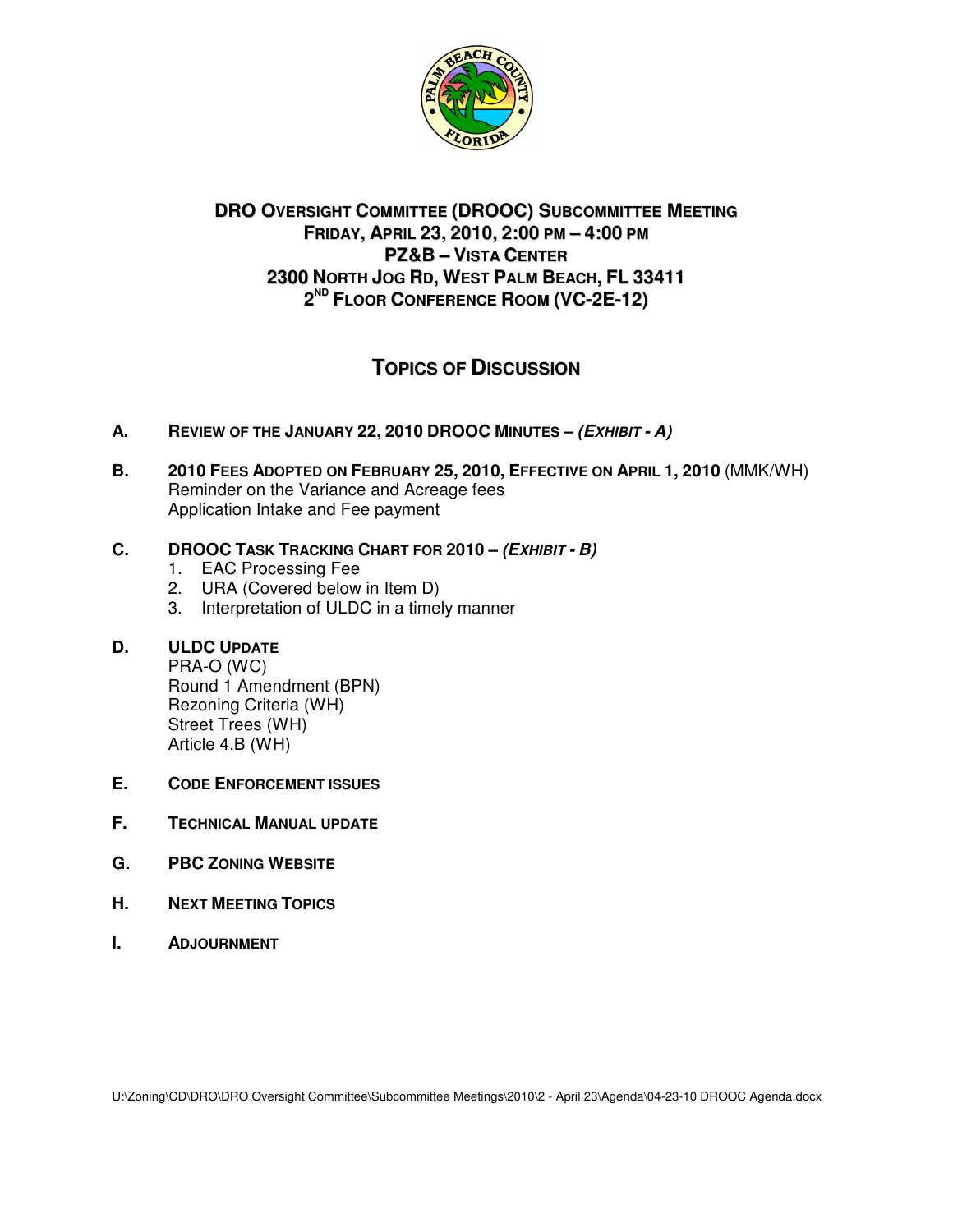# DRO Oversight Committee (DROOC) Subcommittee Meeting

**Friday, April 23, 2010, 2:00 PM – 4:00 PM**

**PZ&B – Vista Center**

**2300 North Jog Rd, West Palm Beach, FL 33411**

**2nd Floor Conference Room (VC-2E-12)**

## Topics of Discussion

**A. Review of the January 22, 2010 DROOC Minutes – *(Exhibit - A)***

**B. 2010 Fees Adopted on February 25, 2010, Effective on April 1, 2010** (MMK/WH)
Reminder on the Variance and Acreage fees
Application Intake and Fee payment

**C. DROOC Task Tracking Chart for 2010 – *(Exhibit - B)***
1. EAC Processing Fee
2. URA (Covered below in Item D)
3. Interpretation of ULDC in a timely manner

**D. ULDC Update**
PRA-O (WC)
Round 1 Amendment (BPN)
Rezoning Criteria (WH)
Street Trees (WH)
Article 4.B (WH)

**E. Code Enforcement Issues**

**F. Technical Manual Update**

**G. PBC Zoning Website**

**H. Next Meeting Topics**

**I. Adjournment**

U:\Zoning\CD\DRO\DRO Oversight Committee\Subcommittee Meetings\2010\2 - April 23\Agenda\04-23-10 DROOC Agenda.docx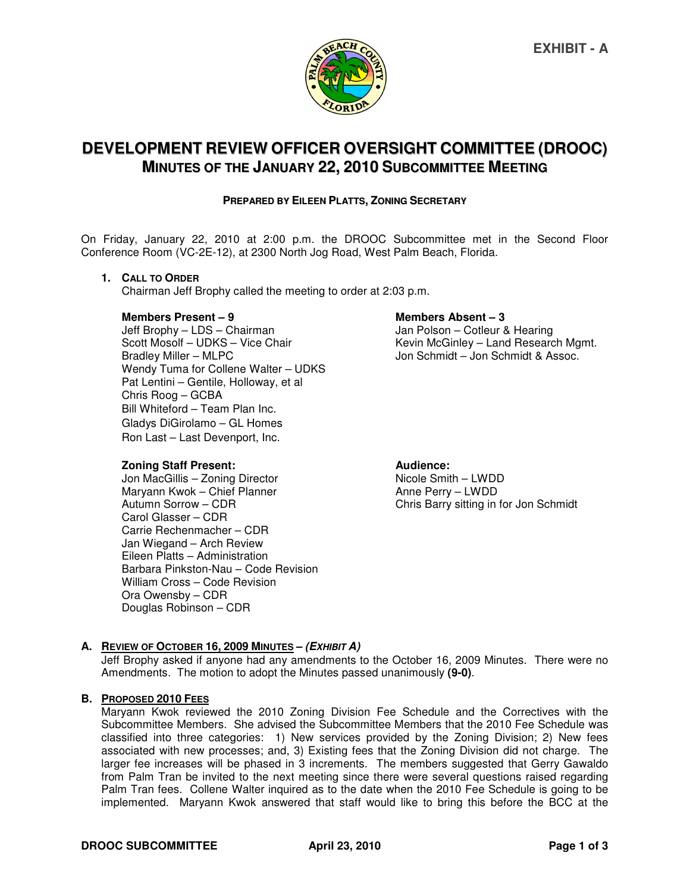EXHIBIT - A

# DEVELOPMENT REVIEW OFFICER OVERSIGHT COMMITTEE (DROOC)

## MINUTES OF THE JANUARY 22, 2010 SUBCOMMITTEE MEETING

**PREPARED BY EILEEN PLATTS, ZONING SECRETARY**

On Friday, January 22, 2010 at 2:00 p.m. the DROOC Subcommittee met in the Second Floor Conference Room (VC-2E-12), at 2300 North Jog Road, West Palm Beach, Florida.

1. **CALL TO ORDER**

   Chairman Jeff Brophy called the meeting to order at 2:03 p.m.

**Members Present – 9**
Jeff Brophy – LDS – Chairman
Scott Mosolf – UDKS – Vice Chair
Bradley Miller – MLPC
Wendy Tuma for Collene Walter – UDKS
Pat Lentini – Gentile, Holloway, et al
Chris Roog – GCBA
Bill Whiteford – Team Plan Inc.
Gladys DiGirolamo – GL Homes
Ron Last – Last Devenport, Inc.

**Members Absent – 3**
Jan Polson – Cotleur & Hearing
Kevin McGinley – Land Research Mgmt.
Jon Schmidt – Jon Schmidt & Assoc.

**Zoning Staff Present:**
Jon MacGillis – Zoning Director
Maryann Kwok – Chief Planner
Autumn Sorrow – CDR
Carol Glasser – CDR
Carrie Rechenmacher – CDR
Jan Wiegand – Arch Review
Eileen Platts – Administration
Barbara Pinkston-Nau – Code Revision
William Cross – Code Revision
Ora Owensby – CDR
Douglas Robinson – CDR

**Audience:**
Nicole Smith – LWDD
Anne Perry – LWDD
Chris Barry sitting in for Jon Schmidt

**A. REVIEW OF OCTOBER 16, 2009 MINUTES – *(EXHIBIT A)***

Jeff Brophy asked if anyone had any amendments to the October 16, 2009 Minutes. There were no Amendments. The motion to adopt the Minutes passed unanimously **(9-0)**.

**B. PROPOSED 2010 FEES**

Maryann Kwok reviewed the 2010 Zoning Division Fee Schedule and the Correctives with the Subcommittee Members. She advised the Subcommittee Members that the 2010 Fee Schedule was classified into three categories: 1) New services provided by the Zoning Division; 2) New fees associated with new processes; and, 3) Existing fees that the Zoning Division did not charge. The larger fee increases will be phased in 3 increments. The members suggested that Gerry Gawaldo from Palm Tran be invited to the next meeting since there were several questions raised regarding Palm Tran fees. Collene Walter inquired as to the date when the 2010 Fee Schedule is going to be implemented. Maryann Kwok answered that staff would like to bring this before the BCC at the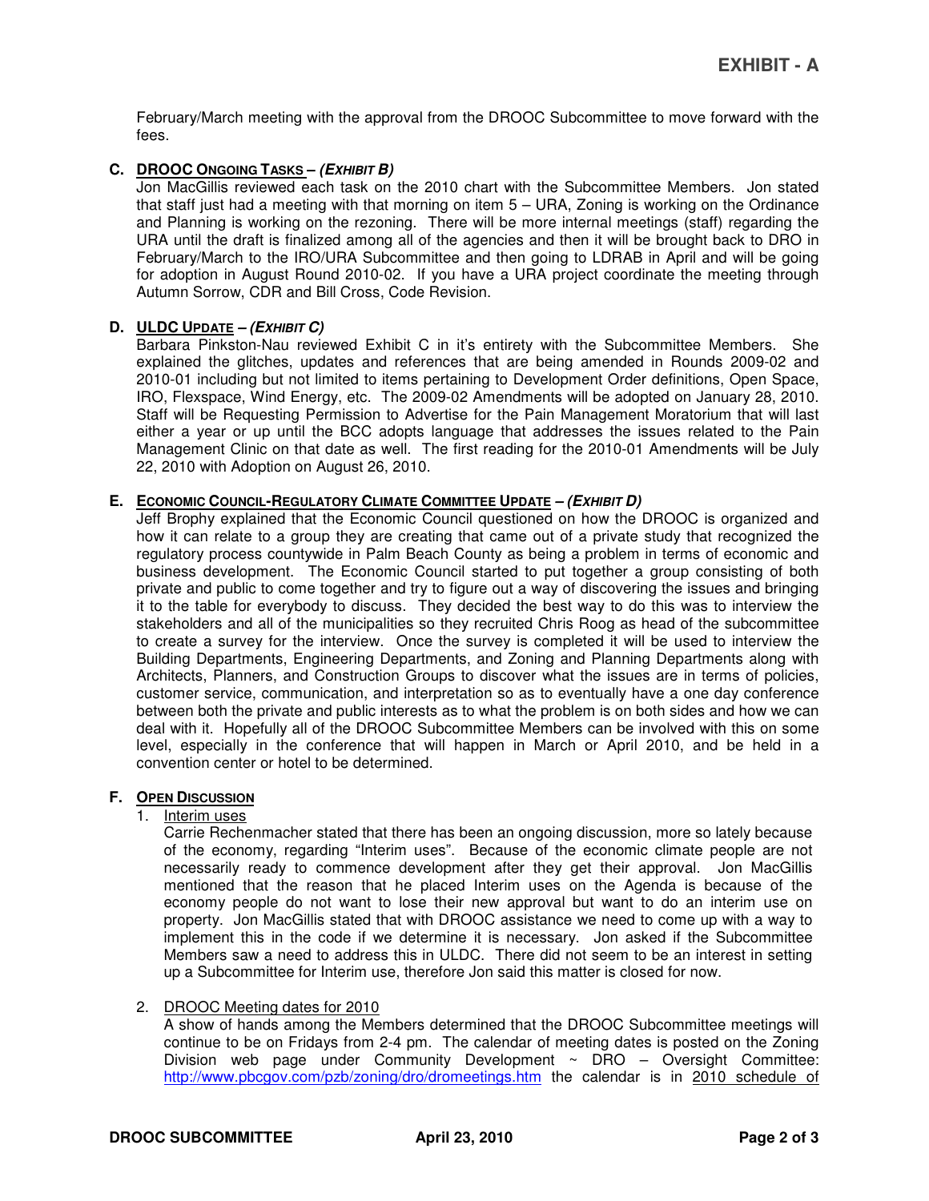# EXHIBIT - A

February/March meeting with the approval from the DROOC Subcommittee to move forward with the fees.

**C. DROOC ONGOING TASKS – *(EXHIBIT B)***

Jon MacGillis reviewed each task on the 2010 chart with the Subcommittee Members. Jon stated that staff just had a meeting with that morning on item 5 – URA, Zoning is working on the Ordinance and Planning is working on the rezoning. There will be more internal meetings (staff) regarding the URA until the draft is finalized among all of the agencies and then it will be brought back to DRO in February/March to the IRO/URA Subcommittee and then going to LDRAB in April and will be going for adoption in August Round 2010-02. If you have a URA project coordinate the meeting through Autumn Sorrow, CDR and Bill Cross, Code Revision.

**D. ULDC UPDATE – *(EXHIBIT C)***

Barbara Pinkston-Nau reviewed Exhibit C in it's entirety with the Subcommittee Members. She explained the glitches, updates and references that are being amended in Rounds 2009-02 and 2010-01 including but not limited to items pertaining to Development Order definitions, Open Space, IRO, Flexspace, Wind Energy, etc. The 2009-02 Amendments will be adopted on January 28, 2010. Staff will be Requesting Permission to Advertise for the Pain Management Moratorium that will last either a year or up until the BCC adopts language that addresses the issues related to the Pain Management Clinic on that date as well. The first reading for the 2010-01 Amendments will be July 22, 2010 with Adoption on August 26, 2010.

**E. ECONOMIC COUNCIL-REGULATORY CLIMATE COMMITTEE UPDATE – *(EXHIBIT D)***

Jeff Brophy explained that the Economic Council questioned on how the DROOC is organized and how it can relate to a group they are creating that came out of a private study that recognized the regulatory process countywide in Palm Beach County as being a problem in terms of economic and business development. The Economic Council started to put together a group consisting of both private and public to come together and try to figure out a way of discovering the issues and bringing it to the table for everybody to discuss. They decided the best way to do this was to interview the stakeholders and all of the municipalities so they recruited Chris Roog as head of the subcommittee to create a survey for the interview. Once the survey is completed it will be used to interview the Building Departments, Engineering Departments, and Zoning and Planning Departments along with Architects, Planners, and Construction Groups to discover what the issues are in terms of policies, customer service, communication, and interpretation so as to eventually have a one day conference between both the private and public interests as to what the problem is on both sides and how we can deal with it. Hopefully all of the DROOC Subcommittee Members can be involved with this on some level, especially in the conference that will happen in March or April 2010, and be held in a convention center or hotel to be determined.

**F. OPEN DISCUSSION**

1. Interim uses

   Carrie Rechenmacher stated that there has been an ongoing discussion, more so lately because of the economy, regarding "Interim uses". Because of the economic climate people are not necessarily ready to commence development after they get their approval. Jon MacGillis mentioned that the reason that he placed Interim uses on the Agenda is because of the economy people do not want to lose their new approval but want to do an interim use on property. Jon MacGillis stated that with DROOC assistance we need to come up with a way to implement this in the code if we determine it is necessary. Jon asked if the Subcommittee Members saw a need to address this in ULDC. There did not seem to be an interest in setting up a Subcommittee for Interim use, therefore Jon said this matter is closed for now.

2. DROOC Meeting dates for 2010

   A show of hands among the Members determined that the DROOC Subcommittee meetings will continue to be on Fridays from 2-4 pm. The calendar of meeting dates is posted on the Zoning Division web page under Community Development ~ DRO – Oversight Committee: http://www.pbcgov.com/pzb/zoning/dro/drommeetings.htm the calendar is in 2010 schedule of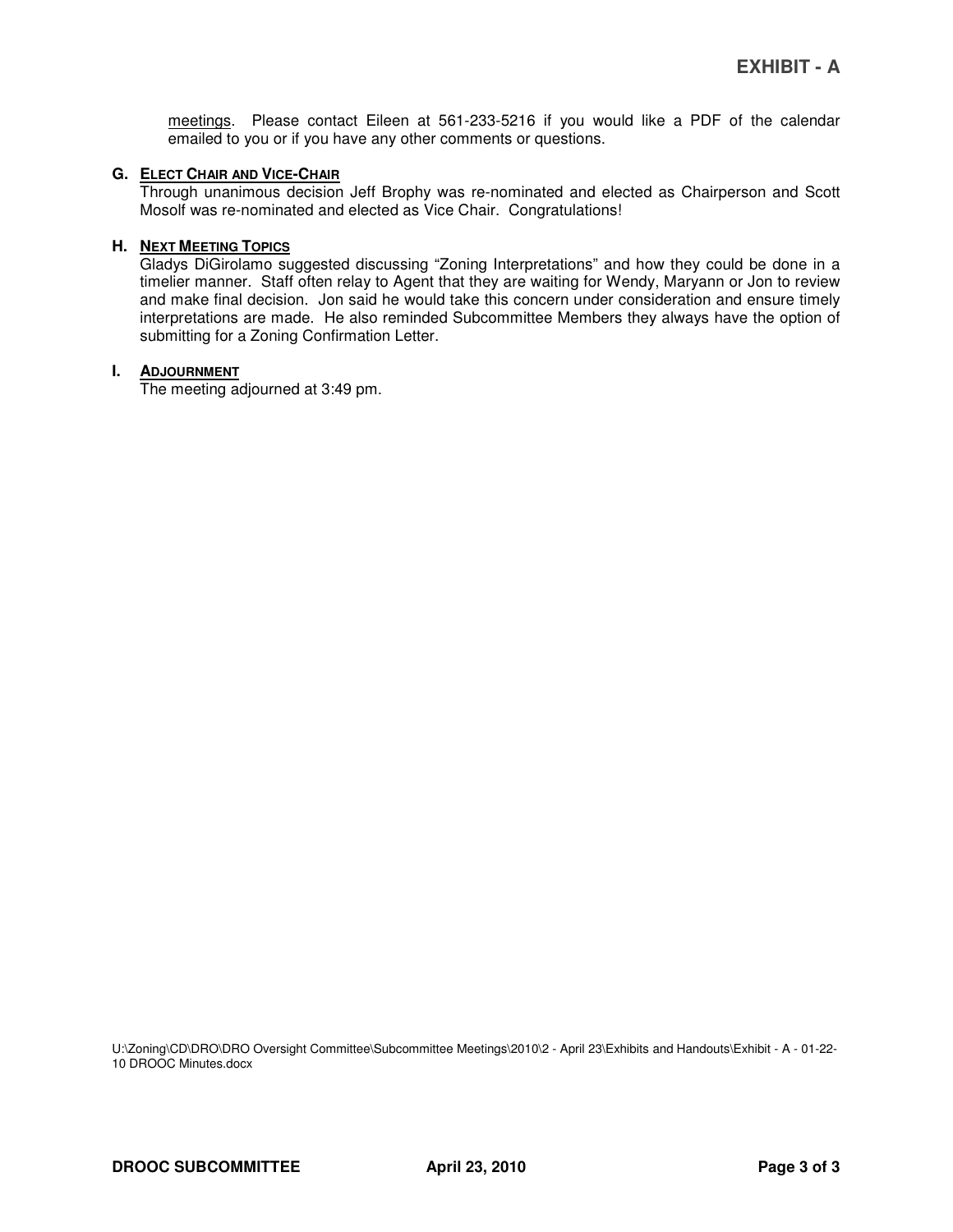meetings. Please contact Eileen at 561-233-5216 if you would like a PDF of the calendar emailed to you or if you have any other comments or questions.

**G. ELECT CHAIR AND VICE-CHAIR**

Through unanimous decision Jeff Brophy was re-nominated and elected as Chairperson and Scott Mosolf was re-nominated and elected as Vice Chair. Congratulations!

**H. NEXT MEETING TOPICS**

Gladys DiGirolamo suggested discussing "Zoning Interpretations" and how they could be done in a timelier manner. Staff often relay to Agent that they are waiting for Wendy, Maryann or Jon to review and make final decision. Jon said he would take this concern under consideration and ensure timely interpretations are made. He also reminded Subcommittee Members they always have the option of submitting for a Zoning Confirmation Letter.

**I. ADJOURNMENT**

The meeting adjourned at 3:49 pm.

U:\Zoning\CD\DRO\DRO Oversight Committee\Subcommittee Meetings\2010\2 - April 23\Exhibits and Handouts\Exhibit - A - 01-22-10 DROOC Minutes.docx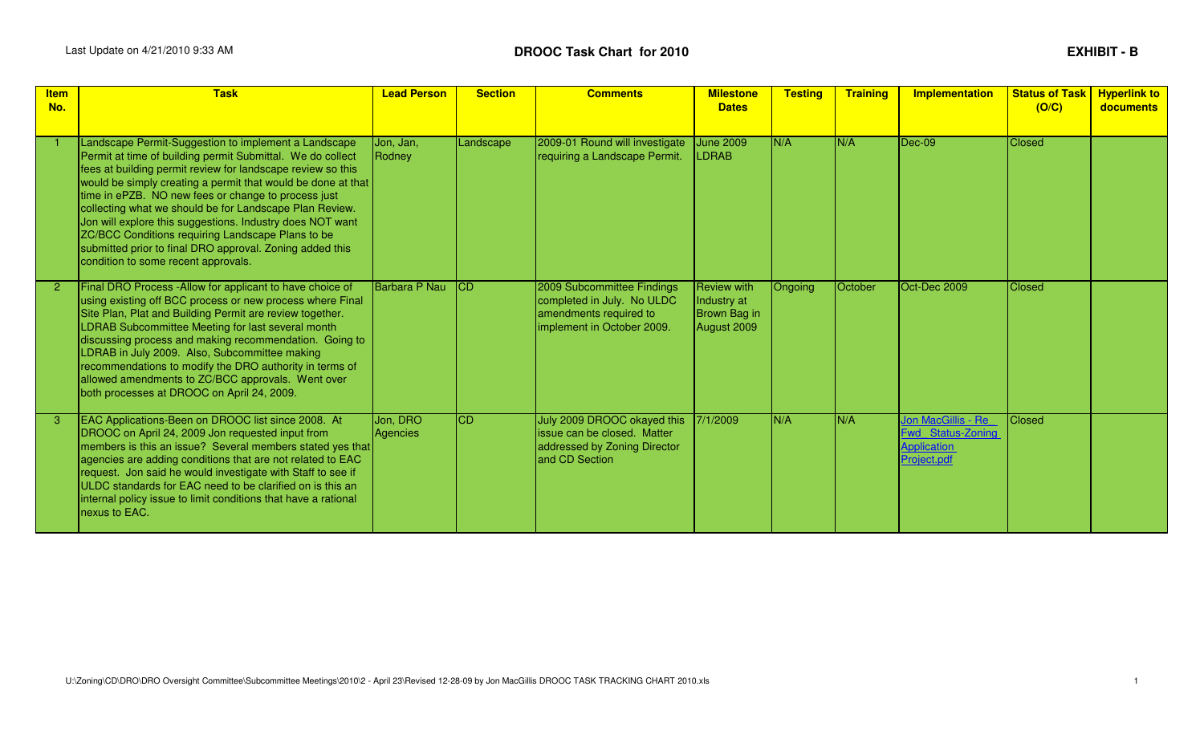Last Update on 4/21/2010 9:33 AM

## DROOC Task Chart for 2010

**EXHIBIT - B**

| Item No. | Task | Lead Person | Section | Comments | Milestone Dates | Testing | Training | Implementation | Status of Task (O/C) | Hyperlink to documents |
|---|---|---|---|---|---|---|---|---|---|---|
| 1 | Landscape Permit-Suggestion to implement a Landscape Permit at time of building permit Submittal. We do collect fees at building permit review for landscape review so this would be simply creating a permit that would be done at that time in ePZB. NO new fees or change to process just collecting what we should be for Landscape Plan Review. Jon will explore this suggestions. Industry does NOT want ZC/BCC Conditions requiring Landscape Plans to be submitted prior to final DRO approval. Zoning added this condition to some recent approvals. | Jon, Jan, Rodney | Landscape | 2009-01 Round will investigate requiring a Landscape Permit. | June 2009 LDRAB | N/A | N/A | Dec-09 | Closed | |
| 2 | Final DRO Process -Allow for applicant to have choice of using existing off BCC process or new process where Final Site Plan, Plat and Building Permit are review together. LDRAB Subcommittee Meeting for last several month discussing process and making recommendation. Going to LDRAB in July 2009. Also, Subcommittee making recommendations to modify the DRO authority in terms of allowed amendments to ZC/BCC approvals. Went over both processes at DROOC on April 24, 2009. | Barbara P Nau | CD | 2009 Subcommittee Findings completed in July. No ULDC amendments required to implement in October 2009. | Review with Industry at Brown Bag in August 2009 | Ongoing | October | Oct-Dec 2009 | Closed | |
| 3 | EAC Applications-Been on DROOC list since 2008. At DROOC on April 24, 2009 Jon requested input from members is this an issue? Several members stated yes that agencies are adding conditions that are not related to EAC request. Jon said he would investigate with Staff to see if ULDC standards for EAC need to be clarified on is this an internal policy issue to limit conditions that have a rational nexus to EAC. | Jon, DRO Agencies | CD | July 2009 DROOC okayed this issue can be closed. Matter addressed by Zoning Director and CD Section | 7/1/2009 | N/A | N/A | Jon MacGillis - Re Fwd Status-Zoning Application Project.pdf | Closed | |

U:\Zoning\CD\DRO\DRO Oversight Committee\Subcommittee Meetings\2010\2 - April 23\Revised 12-28-09 by Jon MacGillis DROOC TASK TRACKING CHART 2010.xls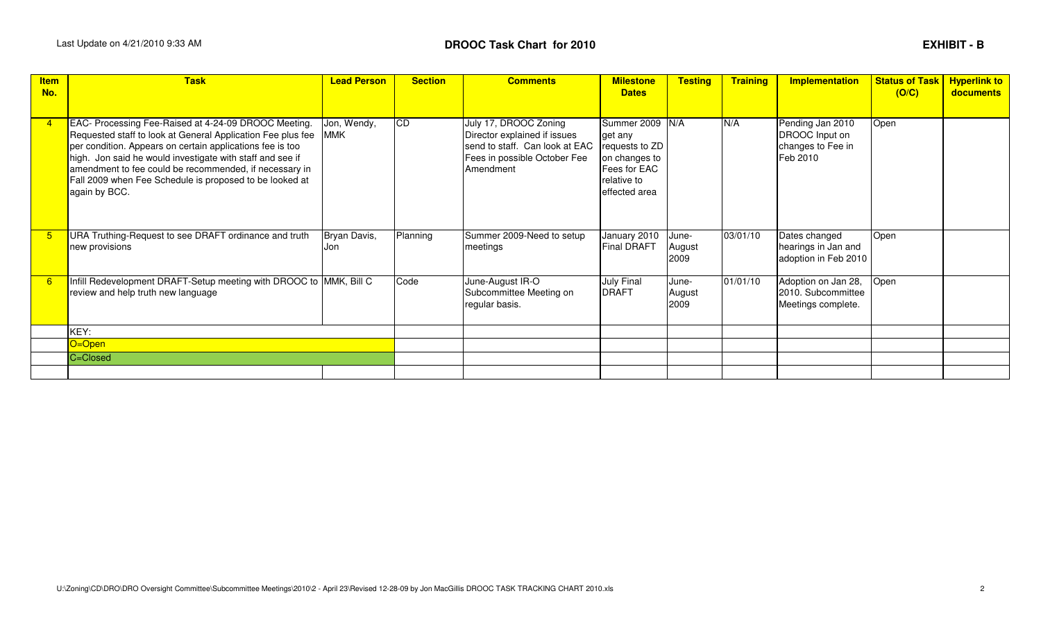Last Update on 4/21/2010 9:33 AM

## DROOC Task Chart for 2010

**EXHIBIT - B**

| Item No. | Task | Lead Person | Section | Comments | Milestone Dates | Testing | Training | Implementation | Status of Task (O/C) | Hyperlink to documents |
|---|---|---|---|---|---|---|---|---|---|---|
| 4 | EAC- Processing Fee-Raised at 4-24-09 DROOC Meeting. Requested staff to look at General Application Fee plus fee per condition. Appears on certain applications fee is too high. Jon said he would investigate with staff and see if amendment to fee could be recommended, if necessary in Fall 2009 when Fee Schedule is proposed to be looked at again by BCC. | Jon, Wendy, MMK | CD | July 17, DROOC Zoning Director explained if issues send to staff. Can look at EAC Fees in possible October Fee Amendment | Summer 2009 get any requests to ZD on changes to Fees for EAC relative to effected area | N/A | N/A | Pending Jan 2010 DROOC Input on changes to Fee in Feb 2010 | Open | |
| 5 | URA Truthing-Request to see DRAFT ordinance and truth new provisions | Bryan Davis, Jon | Planning | Summer 2009-Need to setup meetings | January 2010 Final DRAFT | June-August 2009 | 03/01/10 | Dates changed hearings in Jan and adoption in Feb 2010 | Open | |
| 6 | Infill Redevelopment DRAFT-Setup meeting with DROOC to review and help truth new language | MMK, Bill C | Code | June-August IR-O Subcommittee Meeting on regular basis. | July Final DRAFT | June-August 2009 | 01/01/10 | Adoption on Jan 28, 2010. Subcommittee Meetings complete. | Open | |
| | KEY: | | | | | | | | | |
| | O=Open | | | | | | | | | |
| | C=Closed | | | | | | | | | |

U:\Zoning\CD\DRO\DRO Oversight Committee\Subcommittee Meetings\2010\2 - April 23\Revised 12-28-09 by Jon MacGillis DROOC TASK TRACKING CHART 2010.xls